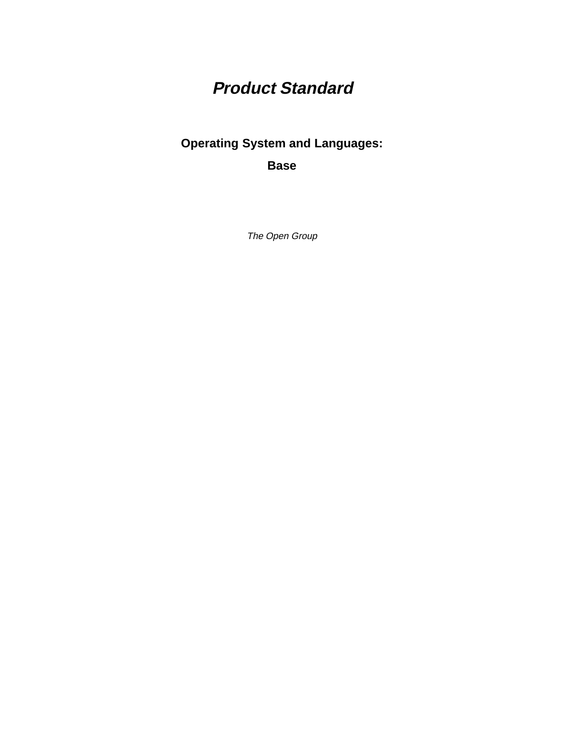# *Product Standard*

## Operating System and Languages: Base

*The Open Group*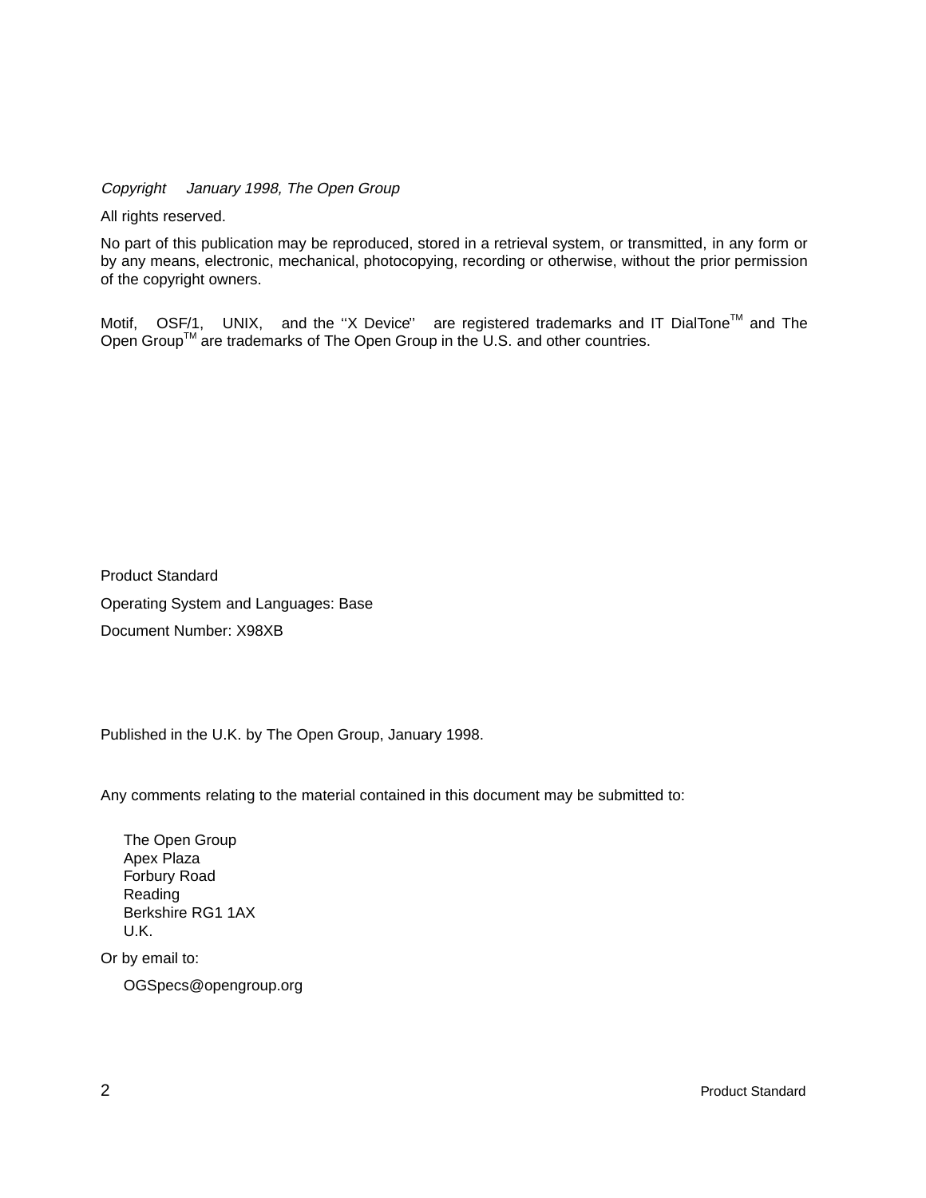*Copyright January 1998, The Open Group*

All rights reserved.

No part of this publication may be reproduced, stored in a retrieval system, or transmitted, in any form or by any means, electronic, mechanical, photocopying, recording or otherwise, without the prior permission of the copyright owners.

Motif, OSF/1, UNIX, and the ''X Device'' are registered trademarks and IT DialTone™ and The Open Group™ are trademarks of The Open Group in the U.S. and other countries.

Product Standard

Operating System and Languages: Base

Document Number: X98XB

Published in the U.K. by The Open Group, January 1998.

Any comments relating to the material contained in this document may be submitted to:

The Open Group
Apex Plaza
Forbury Road
Reading
Berkshire RG1 1AX
U.K.

Or by email to:

OGSpecs@opengroup.org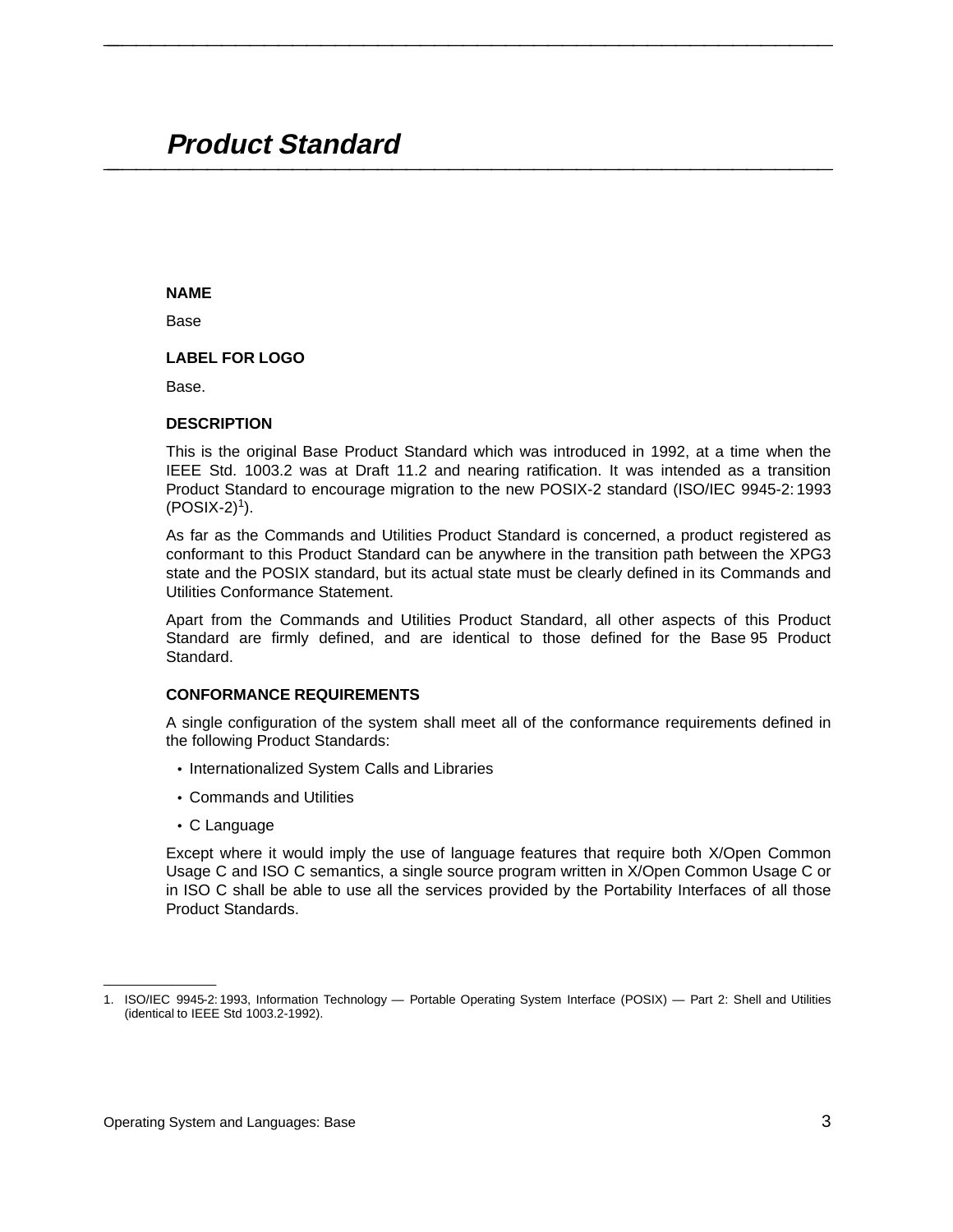# *Product Standard*

**NAME**

Base

**LABEL FOR LOGO**

Base.

**DESCRIPTION**

This is the original Base Product Standard which was introduced in 1992, at a time when the IEEE Std. 1003.2 was at Draft 11.2 and nearing ratification. It was intended as a transition Product Standard to encourage migration to the new POSIX-2 standard (ISO/IEC 9945-2: 1993 (POSIX-2)[1]).

As far as the Commands and Utilities Product Standard is concerned, a product registered as conformant to this Product Standard can be anywhere in the transition path between the XPG3 state and the POSIX standard, but its actual state must be clearly defined in its Commands and Utilities Conformance Statement.

Apart from the Commands and Utilities Product Standard, all other aspects of this Product Standard are firmly defined, and are identical to those defined for the Base 95 Product Standard.

**CONFORMANCE REQUIREMENTS**

A single configuration of the system shall meet all of the conformance requirements defined in the following Product Standards:

- Internationalized System Calls and Libraries
- Commands and Utilities
- C Language

Except where it would imply the use of language features that require both X/Open Common Usage C and ISO C semantics, a single source program written in X/Open Common Usage C or in ISO C shall be able to use all the services provided by the Portability Interfaces of all those Product Standards.

---

1. ISO/IEC 9945-2: 1993, Information Technology — Portable Operating System Interface (POSIX) — Part 2: Shell and Utilities (identical to IEEE Std 1003.2-1992).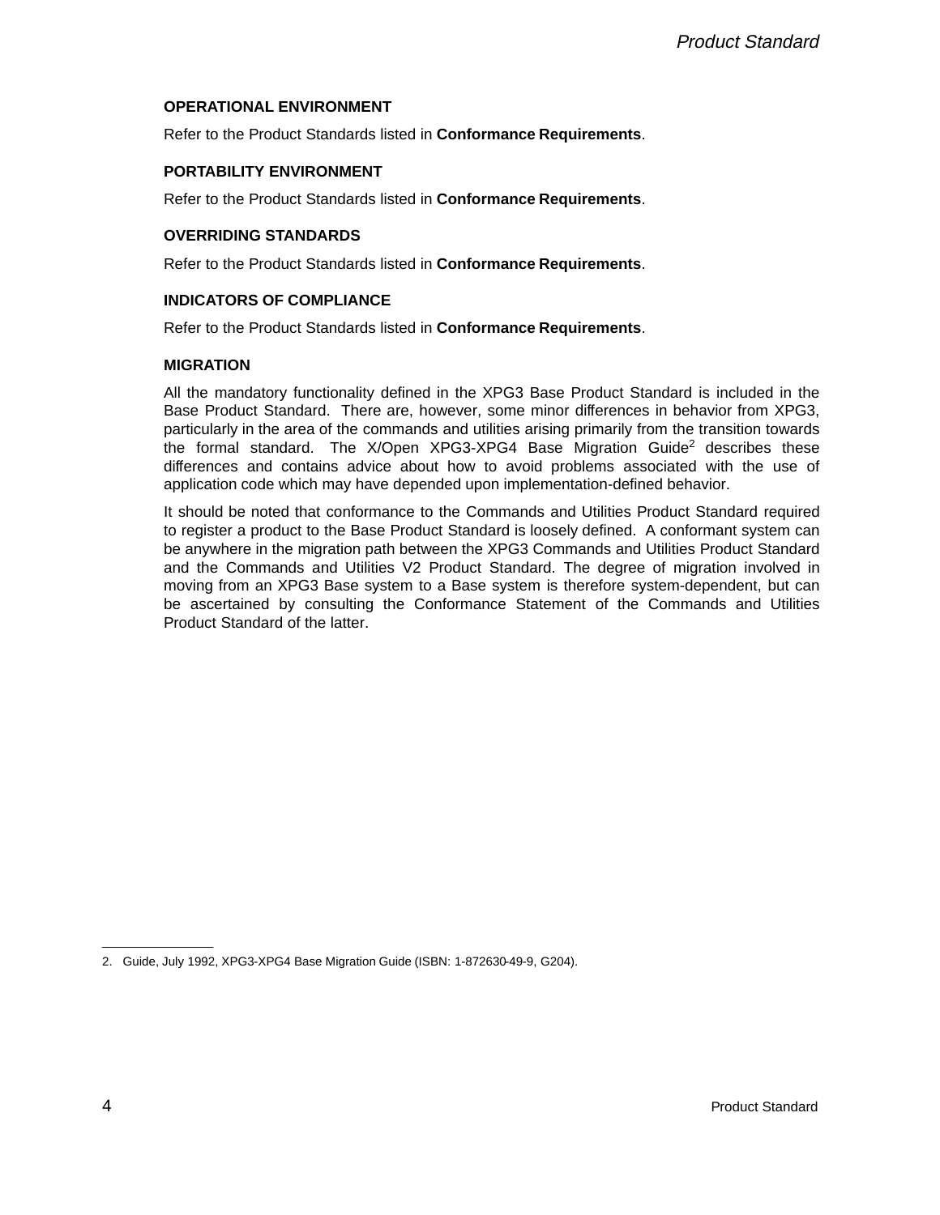### OPERATIONAL ENVIRONMENT

Refer to the Product Standards listed in **Conformance Requirements**.

### PORTABILITY ENVIRONMENT

Refer to the Product Standards listed in **Conformance Requirements**.

### OVERRIDING STANDARDS

Refer to the Product Standards listed in **Conformance Requirements**.

### INDICATORS OF COMPLIANCE

Refer to the Product Standards listed in **Conformance Requirements**.

### MIGRATION

All the mandatory functionality defined in the XPG3 Base Product Standard is included in the Base Product Standard. There are, however, some minor differences in behavior from XPG3, particularly in the area of the commands and utilities arising primarily from the transition towards the formal standard. The X/Open XPG3-XPG4 Base Migration Guide[2] describes these differences and contains advice about how to avoid problems associated with the use of application code which may have depended upon implementation-defined behavior.

It should be noted that conformance to the Commands and Utilities Product Standard required to register a product to the Base Product Standard is loosely defined. A conformant system can be anywhere in the migration path between the XPG3 Commands and Utilities Product Standard and the Commands and Utilities V2 Product Standard. The degree of migration involved in moving from an XPG3 Base system to a Base system is therefore system-dependent, but can be ascertained by consulting the Conformance Statement of the Commands and Utilities Product Standard of the latter.

---

2. Guide, July 1992, XPG3-XPG4 Base Migration Guide (ISBN: 1-872630-49-9, G204).